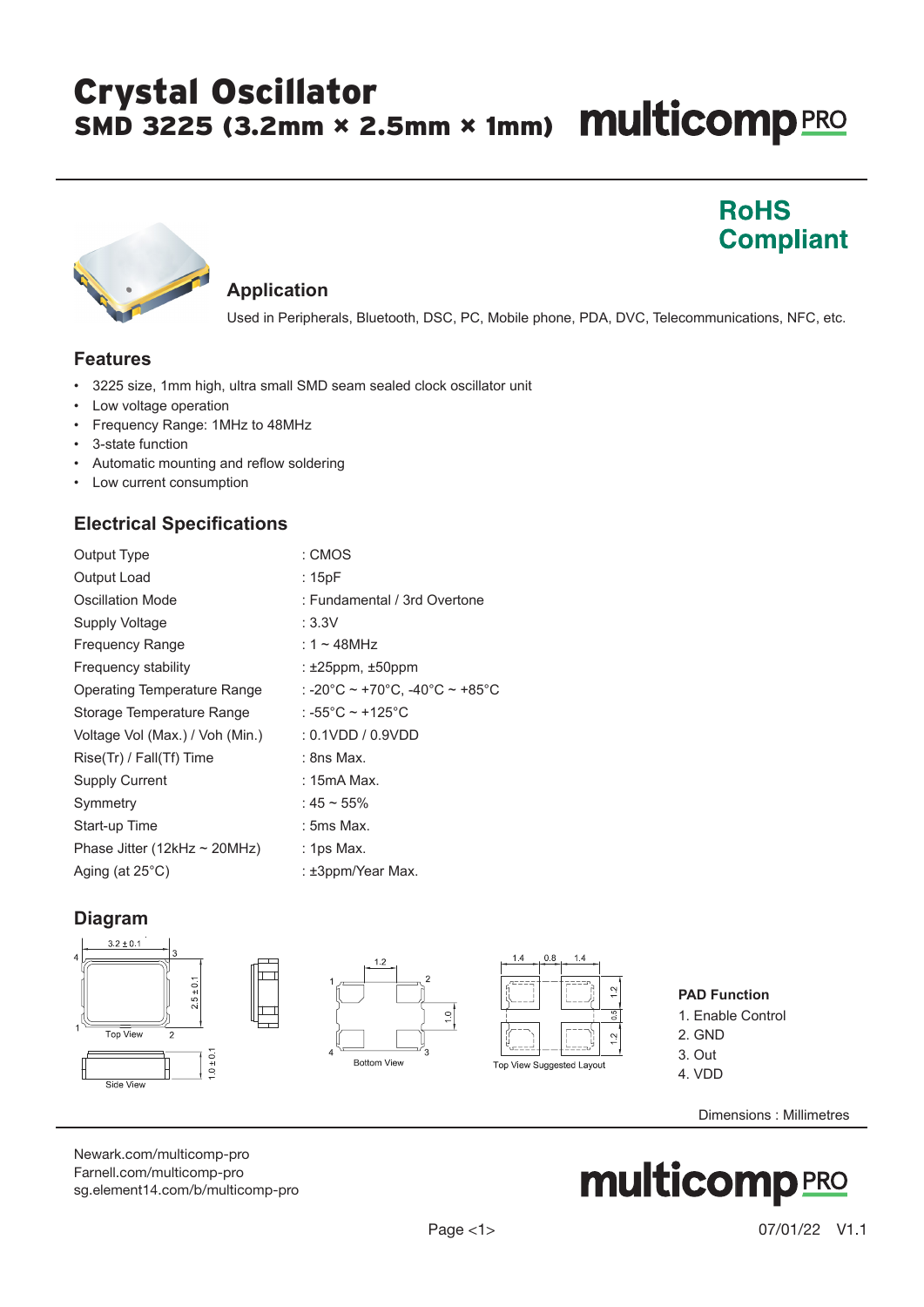# Crystal Oscillator

## SMD 3225 (3.2mm × 2.5mm × 1mm)

multicomp PRO

**RoHS Compliant**

### Application

Used in Peripherals, Bluetooth, DSC, PC, Mobile phone, PDA, DVC, Telecommunications, NFC, etc.

### Features

- 3225 size, 1mm high, ultra small SMD seam sealed clock oscillator unit
- Low voltage operation
- Frequency Range: 1MHz to 48MHz
- 3-state function
- Automatic mounting and reflow soldering
- Low current consumption

### Electrical Specifications

| Parameter | Value |
| --- | --- |
| Output Type | : CMOS |
| Output Load | : 15pF |
| Oscillation Mode | : Fundamental / 3rd Overtone |
| Supply Voltage | : 3.3V |
| Frequency Range | : 1 ~ 48MHz |
| Frequency stability | : ±25ppm, ±50ppm |
| Operating Temperature Range | : -20°C ~ +70°C, -40°C ~ +85°C |
| Storage Temperature Range | : -55°C ~ +125°C |
| Voltage Vol (Max.) / Voh (Min.) | : 0.1VDD / 0.9VDD |
| Rise(Tr) / Fall(Tf) Time | : 8ns Max. |
| Supply Current | : 15mA Max. |
| Symmetry | : 45 ~ 55% |
| Start-up Time | : 5ms Max. |
| Phase Jitter (12kHz ~ 20MHz) | : 1ps Max. |
| Aging (at 25°C) | : ±3ppm/Year Max. |

### Diagram

3.2 ± 0.1, 2.5 ± 0.1 — Top View

1.0 ± 0.1 — Side View

1.2, 1.0 — Bottom View

1.4, 0.8, 1.4, 1.2, 0.5, 1.2 — Top View Suggested Layout

**PAD Function**

1. Enable Control
2. GND
3. Out
4. VDD

Dimensions : Millimetres

Newark.com/multicomp-pro
Farnell.com/multicomp-pro
sg.element14.com/b/multicomp-pro

07/01/22 V1.1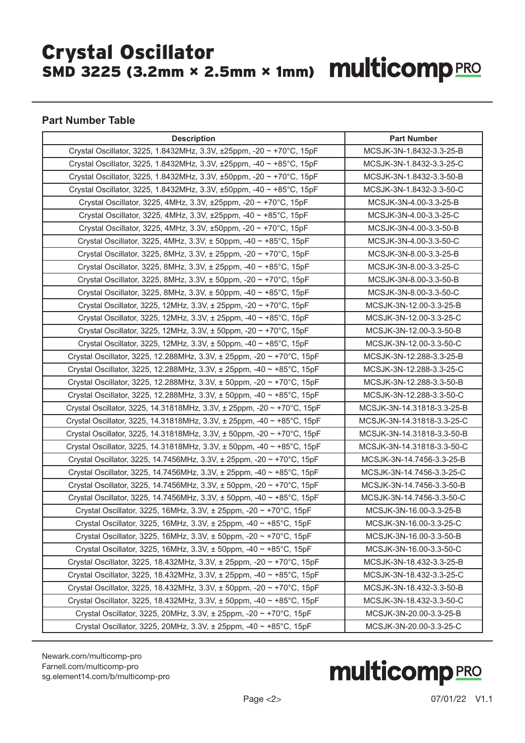## Part Number Table

| Description | Part Number |
|---|---|
| Crystal Oscillator, 3225, 1.8432MHz, 3.3V, ±25ppm, -20 ~ +70°C, 15pF | MCSJK-3N-1.8432-3.3-25-B |
| Crystal Oscillator, 3225, 1.8432MHz, 3.3V, ±25ppm, -40 ~ +85°C, 15pF | MCSJK-3N-1.8432-3.3-25-C |
| Crystal Oscillator, 3225, 1.8432MHz, 3.3V, ±50ppm, -20 ~ +70°C, 15pF | MCSJK-3N-1.8432-3.3-50-B |
| Crystal Oscillator, 3225, 1.8432MHz, 3.3V, ±50ppm, -40 ~ +85°C, 15pF | MCSJK-3N-1.8432-3.3-50-C |
| Crystal Oscillator, 3225, 4MHz, 3.3V, ±25ppm, -20 ~ +70°C, 15pF | MCSJK-3N-4.00-3.3-25-B |
| Crystal Oscillator, 3225, 4MHz, 3.3V, ±25ppm, -40 ~ +85°C, 15pF | MCSJK-3N-4.00-3.3-25-C |
| Crystal Oscillator, 3225, 4MHz, 3.3V, ±50ppm, -20 ~ +70°C, 15pF | MCSJK-3N-4.00-3.3-50-B |
| Crystal Oscillator, 3225, 4MHz, 3.3V, ± 50ppm, -40 ~ +85°C, 15pF | MCSJK-3N-4.00-3.3-50-C |
| Crystal Oscillator, 3225, 8MHz, 3.3V, ± 25ppm, -20 ~ +70°C, 15pF | MCSJK-3N-8.00-3.3-25-B |
| Crystal Oscillator, 3225, 8MHz, 3.3V, ± 25ppm, -40 ~ +85°C, 15pF | MCSJK-3N-8.00-3.3-25-C |
| Crystal Oscillator, 3225, 8MHz, 3.3V, ± 50ppm, -20 ~ +70°C, 15pF | MCSJK-3N-8.00-3.3-50-B |
| Crystal Oscillator, 3225, 8MHz, 3.3V, ± 50ppm, -40 ~ +85°C, 15pF | MCSJK-3N-8.00-3.3-50-C |
| Crystal Oscillator, 3225, 12MHz, 3.3V, ± 25ppm, -20 ~ +70°C, 15pF | MCSJK-3N-12.00-3.3-25-B |
| Crystal Oscillator, 3225, 12MHz, 3.3V, ± 25ppm, -40 ~ +85°C, 15pF | MCSJK-3N-12.00-3.3-25-C |
| Crystal Oscillator, 3225, 12MHz, 3.3V, ± 50ppm, -20 ~ +70°C, 15pF | MCSJK-3N-12.00-3.3-50-B |
| Crystal Oscillator, 3225, 12MHz, 3.3V, ± 50ppm, -40 ~ +85°C, 15pF | MCSJK-3N-12.00-3.3-50-C |
| Crystal Oscillator, 3225, 12.288MHz, 3.3V, ± 25ppm, -20 ~ +70°C, 15pF | MCSJK-3N-12.288-3.3-25-B |
| Crystal Oscillator, 3225, 12.288MHz, 3.3V, ± 25ppm, -40 ~ +85°C, 15pF | MCSJK-3N-12.288-3.3-25-C |
| Crystal Oscillator, 3225, 12.288MHz, 3.3V, ± 50ppm, -20 ~ +70°C, 15pF | MCSJK-3N-12.288-3.3-50-B |
| Crystal Oscillator, 3225, 12.288MHz, 3.3V, ± 50ppm, -40 ~ +85°C, 15pF | MCSJK-3N-12.288-3.3-50-C |
| Crystal Oscillator, 3225, 14.31818MHz, 3.3V, ± 25ppm, -20 ~ +70°C, 15pF | MCSJK-3N-14.31818-3.3-25-B |
| Crystal Oscillator, 3225, 14.31818MHz, 3.3V, ± 25ppm, -40 ~ +85°C, 15pF | MCSJK-3N-14.31818-3.3-25-C |
| Crystal Oscillator, 3225, 14.31818MHz, 3.3V, ± 50ppm, -20 ~ +70°C, 15pF | MCSJK-3N-14.31818-3.3-50-B |
| Crystal Oscillator, 3225, 14.31818MHz, 3.3V, ± 50ppm, -40 ~ +85°C, 15pF | MCSJK-3N-14.31818-3.3-50-C |
| Crystal Oscillator, 3225, 14.7456MHz, 3.3V, ± 25ppm, -20 ~ +70°C, 15pF | MCSJK-3N-14.7456-3.3-25-B |
| Crystal Oscillator, 3225, 14.7456MHz, 3.3V, ± 25ppm, -40 ~ +85°C, 15pF | MCSJK-3N-14.7456-3.3-25-C |
| Crystal Oscillator, 3225, 14.7456MHz, 3.3V, ± 50ppm, -20 ~ +70°C, 15pF | MCSJK-3N-14.7456-3.3-50-B |
| Crystal Oscillator, 3225, 14.7456MHz, 3.3V, ± 50ppm, -40 ~ +85°C, 15pF | MCSJK-3N-14.7456-3.3-50-C |
| Crystal Oscillator, 3225, 16MHz, 3.3V, ± 25ppm, -20 ~ +70°C, 15pF | MCSJK-3N-16.00-3.3-25-B |
| Crystal Oscillator, 3225, 16MHz, 3.3V, ± 25ppm, -40 ~ +85°C, 15pF | MCSJK-3N-16.00-3.3-25-C |
| Crystal Oscillator, 3225, 16MHz, 3.3V, ± 50ppm, -20 ~ +70°C, 15pF | MCSJK-3N-16.00-3.3-50-B |
| Crystal Oscillator, 3225, 16MHz, 3.3V, ± 50ppm, -40 ~ +85°C, 15pF | MCSJK-3N-16.00-3.3-50-C |
| Crystal Oscillator, 3225, 18.432MHz, 3.3V, ± 25ppm, -20 ~ +70°C, 15pF | MCSJK-3N-18.432-3.3-25-B |
| Crystal Oscillator, 3225, 18.432MHz, 3.3V, ± 25ppm, -40 ~ +85°C, 15pF | MCSJK-3N-18.432-3.3-25-C |
| Crystal Oscillator, 3225, 18.432MHz, 3.3V, ± 50ppm, -20 ~ +70°C, 15pF | MCSJK-3N-18.432-3.3-50-B |
| Crystal Oscillator, 3225, 18.432MHz, 3.3V, ± 50ppm, -40 ~ +85°C, 15pF | MCSJK-3N-18.432-3.3-50-C |
| Crystal Oscillator, 3225, 20MHz, 3.3V, ± 25ppm, -20 ~ +70°C, 15pF | MCSJK-3N-20.00-3.3-25-B |
| Crystal Oscillator, 3225, 20MHz, 3.3V, ± 25ppm, -40 ~ +85°C, 15pF | MCSJK-3N-20.00-3.3-25-C |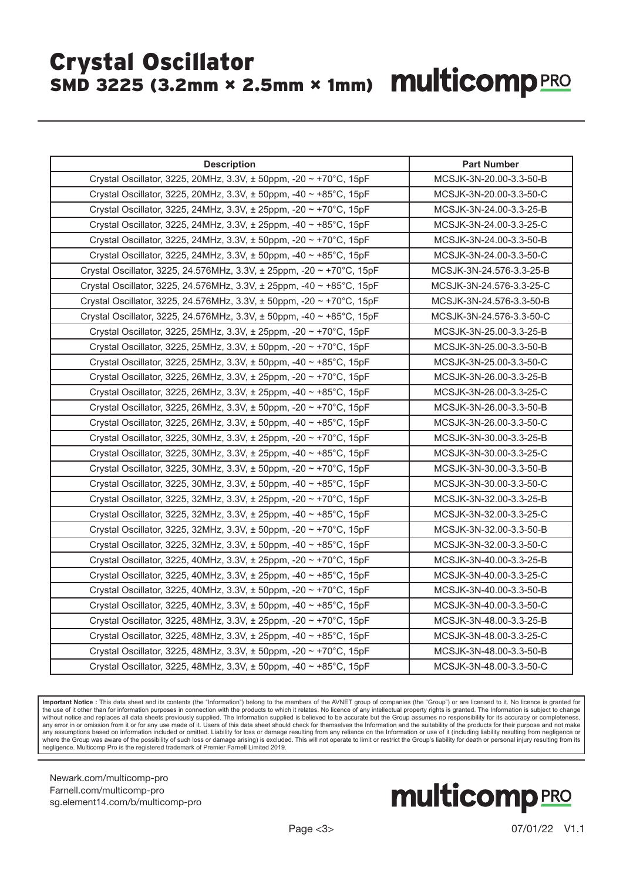# Crystal Oscillator
## SMD 3225 (3.2mm × 2.5mm × 1mm)

| Description | Part Number |
|---|---|
| Crystal Oscillator, 3225, 20MHz, 3.3V, ± 50ppm, -20 ~ +70°C, 15pF | MCSJK-3N-20.00-3.3-50-B |
| Crystal Oscillator, 3225, 20MHz, 3.3V, ± 50ppm, -40 ~ +85°C, 15pF | MCSJK-3N-20.00-3.3-50-C |
| Crystal Oscillator, 3225, 24MHz, 3.3V, ± 25ppm, -20 ~ +70°C, 15pF | MCSJK-3N-24.00-3.3-25-B |
| Crystal Oscillator, 3225, 24MHz, 3.3V, ± 25ppm, -40 ~ +85°C, 15pF | MCSJK-3N-24.00-3.3-25-C |
| Crystal Oscillator, 3225, 24MHz, 3.3V, ± 50ppm, -20 ~ +70°C, 15pF | MCSJK-3N-24.00-3.3-50-B |
| Crystal Oscillator, 3225, 24MHz, 3.3V, ± 50ppm, -40 ~ +85°C, 15pF | MCSJK-3N-24.00-3.3-50-C |
| Crystal Oscillator, 3225, 24.576MHz, 3.3V, ± 25ppm, -20 ~ +70°C, 15pF | MCSJK-3N-24.576-3.3-25-B |
| Crystal Oscillator, 3225, 24.576MHz, 3.3V, ± 25ppm, -40 ~ +85°C, 15pF | MCSJK-3N-24.576-3.3-25-C |
| Crystal Oscillator, 3225, 24.576MHz, 3.3V, ± 50ppm, -20 ~ +70°C, 15pF | MCSJK-3N-24.576-3.3-50-B |
| Crystal Oscillator, 3225, 24.576MHz, 3.3V, ± 50ppm, -40 ~ +85°C, 15pF | MCSJK-3N-24.576-3.3-50-C |
| Crystal Oscillator, 3225, 25MHz, 3.3V, ± 25ppm, -20 ~ +70°C, 15pF | MCSJK-3N-25.00-3.3-25-B |
| Crystal Oscillator, 3225, 25MHz, 3.3V, ± 50ppm, -20 ~ +70°C, 15pF | MCSJK-3N-25.00-3.3-50-B |
| Crystal Oscillator, 3225, 25MHz, 3.3V, ± 50ppm, -40 ~ +85°C, 15pF | MCSJK-3N-25.00-3.3-50-C |
| Crystal Oscillator, 3225, 26MHz, 3.3V, ± 25ppm, -20 ~ +70°C, 15pF | MCSJK-3N-26.00-3.3-25-B |
| Crystal Oscillator, 3225, 26MHz, 3.3V, ± 25ppm, -40 ~ +85°C, 15pF | MCSJK-3N-26.00-3.3-25-C |
| Crystal Oscillator, 3225, 26MHz, 3.3V, ± 50ppm, -20 ~ +70°C, 15pF | MCSJK-3N-26.00-3.3-50-B |
| Crystal Oscillator, 3225, 26MHz, 3.3V, ± 50ppm, -40 ~ +85°C, 15pF | MCSJK-3N-26.00-3.3-50-C |
| Crystal Oscillator, 3225, 30MHz, 3.3V, ± 25ppm, -20 ~ +70°C, 15pF | MCSJK-3N-30.00-3.3-25-B |
| Crystal Oscillator, 3225, 30MHz, 3.3V, ± 25ppm, -40 ~ +85°C, 15pF | MCSJK-3N-30.00-3.3-25-C |
| Crystal Oscillator, 3225, 30MHz, 3.3V, ± 50ppm, -20 ~ +70°C, 15pF | MCSJK-3N-30.00-3.3-50-B |
| Crystal Oscillator, 3225, 30MHz, 3.3V, ± 50ppm, -40 ~ +85°C, 15pF | MCSJK-3N-30.00-3.3-50-C |
| Crystal Oscillator, 3225, 32MHz, 3.3V, ± 25ppm, -20 ~ +70°C, 15pF | MCSJK-3N-32.00-3.3-25-B |
| Crystal Oscillator, 3225, 32MHz, 3.3V, ± 25ppm, -40 ~ +85°C, 15pF | MCSJK-3N-32.00-3.3-25-C |
| Crystal Oscillator, 3225, 32MHz, 3.3V, ± 50ppm, -20 ~ +70°C, 15pF | MCSJK-3N-32.00-3.3-50-B |
| Crystal Oscillator, 3225, 32MHz, 3.3V, ± 50ppm, -40 ~ +85°C, 15pF | MCSJK-3N-32.00-3.3-50-C |
| Crystal Oscillator, 3225, 40MHz, 3.3V, ± 25ppm, -20 ~ +70°C, 15pF | MCSJK-3N-40.00-3.3-25-B |
| Crystal Oscillator, 3225, 40MHz, 3.3V, ± 25ppm, -40 ~ +85°C, 15pF | MCSJK-3N-40.00-3.3-25-C |
| Crystal Oscillator, 3225, 40MHz, 3.3V, ± 50ppm, -20 ~ +70°C, 15pF | MCSJK-3N-40.00-3.3-50-B |
| Crystal Oscillator, 3225, 40MHz, 3.3V, ± 50ppm, -40 ~ +85°C, 15pF | MCSJK-3N-40.00-3.3-50-C |
| Crystal Oscillator, 3225, 48MHz, 3.3V, ± 25ppm, -20 ~ +70°C, 15pF | MCSJK-3N-48.00-3.3-25-B |
| Crystal Oscillator, 3225, 48MHz, 3.3V, ± 25ppm, -40 ~ +85°C, 15pF | MCSJK-3N-48.00-3.3-25-C |
| Crystal Oscillator, 3225, 48MHz, 3.3V, ± 50ppm, -20 ~ +70°C, 15pF | MCSJK-3N-48.00-3.3-50-B |
| Crystal Oscillator, 3225, 48MHz, 3.3V, ± 50ppm, -40 ~ +85°C, 15pF | MCSJK-3N-48.00-3.3-50-C |

**Important Notice :** This data sheet and its contents (the "Information") belong to the members of the AVNET group of companies (the "Group") or are licensed to it. No licence is granted for the use of it other than for information purposes in connection with the products to which it relates. No licence of any intellectual property rights is granted. The Information is subject to change without notice and replaces all data sheets previously supplied. The Information supplied is believed to be accurate but the Group assumes no responsibility for its accuracy or completeness, any error in or omission from it or for any use made of it. Users of this data sheet should check for themselves the Information and the suitability of the products for their purpose and not make any assumptions based on information included or omitted. Liability for loss or damage resulting from any reliance on the Information or use of it (including liability resulting from negligence or where the Group was aware of the possibility of such loss or damage arising) is excluded. This will not operate to limit or restrict the Group's liability for death or personal injury resulting from its negligence. Multicomp Pro is the registered trademark of Premier Farnell Limited 2019.

Newark.com/multicomp-pro
Farnell.com/multicomp-pro
sg.element14.com/b/multicomp-pro

07/01/22 V1.1